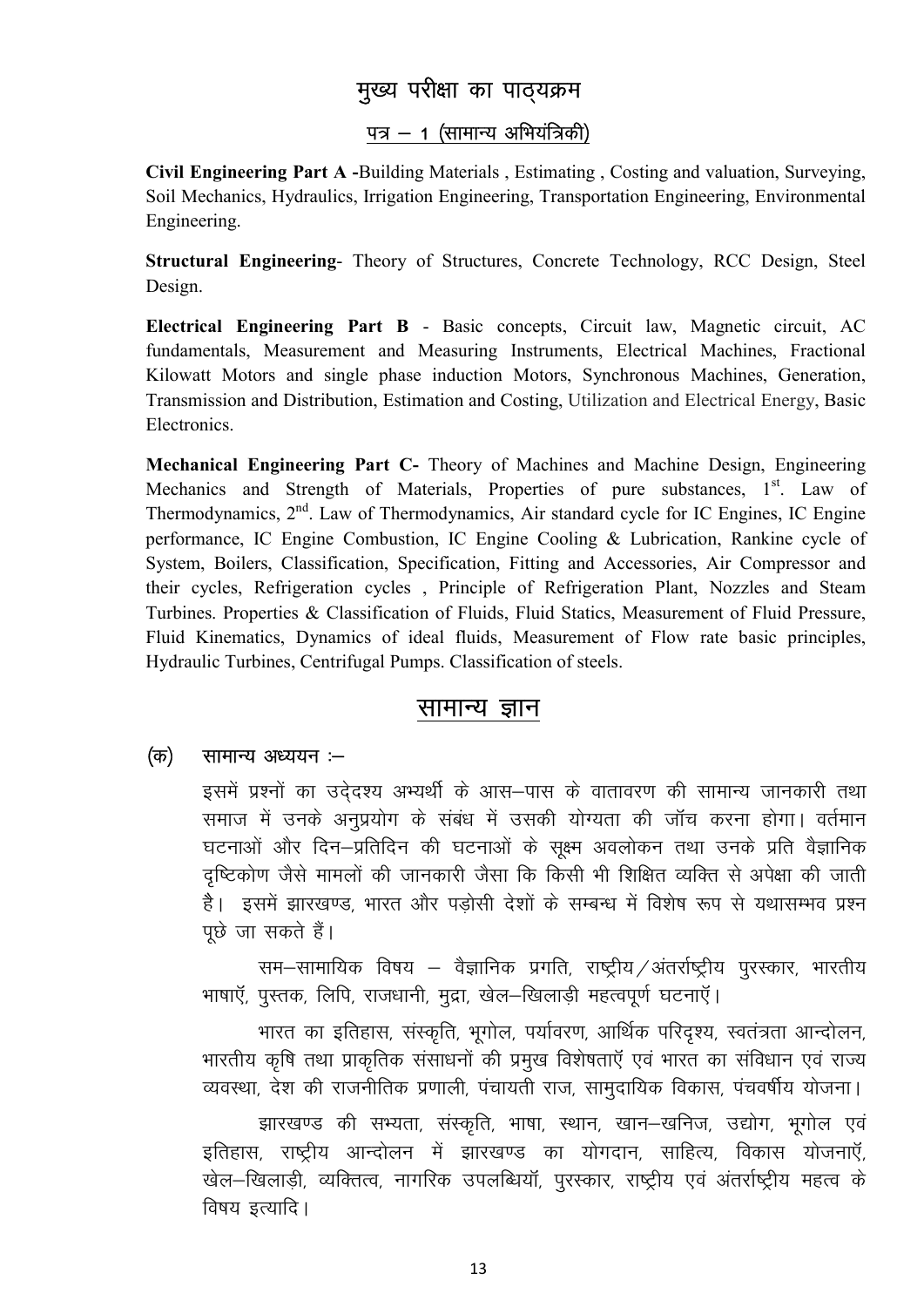# मुख्य परीक्षा का पाठ्यक्रम

## पत्र – 1 (सामान्य अभियंत्रिकी)

**Civil Engineering Part A -**Building Materials , Estimating , Costing and valuation, Surveying, Soil Mechanics, Hydraulics, Irrigation Engineering, Transportation Engineering, Environmental Engineering.

**Structural Engineering**- Theory of Structures, Concrete Technology, RCC Design, Steel Design.

**Electrical Engineering Part B** - Basic concepts, Circuit law, Magnetic circuit, AC fundamentals, Measurement and Measuring Instruments, Electrical Machines, Fractional Kilowatt Motors and single phase induction Motors, Synchronous Machines, Generation, Transmission and Distribution, Estimation and Costing, Utilization and Electrical Energy, Basic Electronics.

**Mechanical Engineering Part C-** Theory of Machines and Machine Design, Engineering Mechanics and Strength of Materials, Properties of pure substances, 1st. Law of Thermodynamics, 2nd. Law of Thermodynamics, Air standard cycle for IC Engines, IC Engine performance, IC Engine Combustion, IC Engine Cooling & Lubrication, Rankine cycle of System, Boilers, Classification, Specification, Fitting and Accessories, Air Compressor and their cycles, Refrigeration cycles , Principle of Refrigeration Plant, Nozzles and Steam Turbines. Properties & Classification of Fluids, Fluid Statics, Measurement of Fluid Pressure, Fluid Kinematics, Dynamics of ideal fluids, Measurement of Flow rate basic principles, Hydraulic Turbines, Centrifugal Pumps. Classification of steels.

## सामान्य ज्ञान

(क) सामान्य अध्ययन :–

इसमें प्रश्नों का उद्देश्य अभ्यर्थी के आस–पास के वातावरण की सामान्य जानकारी तथा समाज में उनके अनुप्रयोग के संबंध में उसकी योग्यता की जॉच करना होगा। वर्तमान घटनाओं और दिन–प्रतिदिन की घटनाओं के सूक्ष्म अवलोकन तथा उनके प्रति वैज्ञानिक दृष्टिकोण जैसे मामलों की जानकारी जैसा कि किसी भी शिक्षित व्यक्ति से अपेक्षा की जाती है। इसमें झारखण्ड, भारत और पड़ोसी देशों के सम्बन्ध में विशेष रूप से यथासम्भव प्रश्न पूछे जा सकते हैं।

सम–सामायिक विषय – वैज्ञानिक प्रगति, राष्ट्रीय/अंतर्राष्ट्रीय पुरस्कार, भारतीय भाषाएँ, पुस्तक, लिपि, राजधानी, मुद्रा, खेल–खिलाड़ी महत्वपूर्ण घटनाएँ।

भारत का इतिहास, संस्कृति, भूगोल, पर्यावरण, आर्थिक परिदृश्य, स्वतंत्रता आन्दोलन, भारतीय कृषि तथा प्राकृतिक संसाधनों की प्रमुख विशेषताएँ एवं भारत का संविधान एवं राज्य व्यवस्था, देश की राजनीतिक प्रणाली, पंचायती राज, सामुदायिक विकास, पंचवर्षीय योजना।

झारखण्ड की सभ्यता, संस्कृति, भाषा, स्थान, खान–खनिज, उद्योग, भूगोल एवं इतिहास, राष्ट्रीय आन्दोलन में झारखण्ड का योगदान, साहित्य, विकास योजनाएँ, खेल–खिलाड़ी, व्यक्तित्व, नागरिक उपलब्धियॉ, पुरस्कार, राष्ट्रीय एवं अंतर्राष्ट्रीय महत्व के विषय इत्यादि।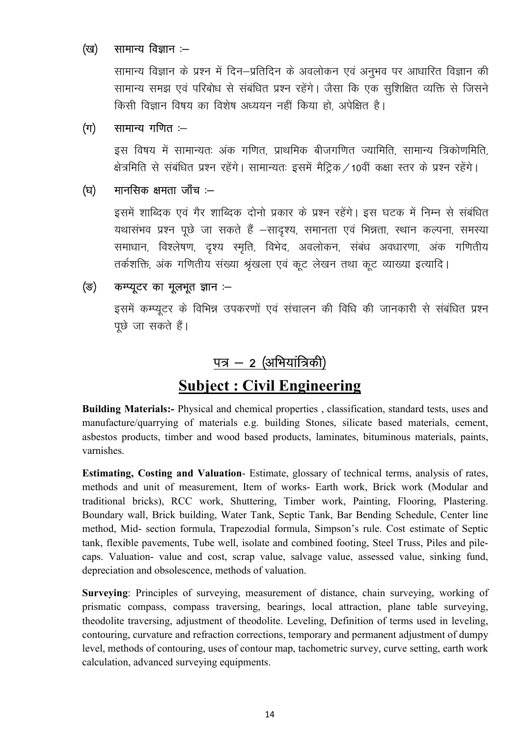### (ख) सामान्य विज्ञान :–

सामान्य विज्ञान के प्रश्न में दिन–प्रतिदिन के अवलोकन एवं अनुभव पर आधारित विज्ञान की सामान्य समझ एवं परिबोध से संबंधित प्रश्न रहेंगे। जैसा कि एक सुशिक्षित व्यक्ति से जिसने किसी विज्ञान विषय का विशेष अध्ययन नहीं किया हो, अपेक्षित है।

### (ग) सामान्य गणित :–

इस विषय में सामान्यतः अंक गणित, प्राथमिक बीजगणित ज्यामिति, सामान्य त्रिकोणमिति, क्षेत्रमिति से संबंधित प्रश्न रहेंगे। सामान्यतः इसमें मैट्रिक/10वीं कक्षा स्तर के प्रश्न रहेंगे।

### (घ) मानसिक क्षमता जाँच :–

इसमें शाब्दिक एवं गैर शाब्दिक दोनो प्रकार के प्रश्न रहेंगे। इस घटक में निम्न से संबंधित यथासंभव प्रश्न पूछे जा सकते हैं –सादृश्य, समानता एवं भिन्नता, स्थान कल्पना, समस्या समाधान, विश्लेषण, दृश्य स्मृति, विभेद, अवलोकन, संबंध अवधारणा, अंक गणितीय तर्कशक्ति, अंक गणितीय संख्या श्रृंखला एवं कूट लेखन तथा कूट व्याख्या इत्यादि।

### (ङ) कम्प्यूटर का मूलभूत ज्ञान :–

इसमें कम्प्यूटर के विभिन्न उपकरणों एवं संचालन की विधि की जानकारी से संबंधित प्रश्न पूछे जा सकते हैं।

## पत्र – 2 (अभियांत्रिकी)

## Subject : Civil Engineering

**Building Materials:-** Physical and chemical properties , classification, standard tests, uses and manufacture/quarrying of materials e.g. building Stones, silicate based materials, cement, asbestos products, timber and wood based products, laminates, bituminous materials, paints, varnishes.

**Estimating, Costing and Valuation**- Estimate, glossary of technical terms, analysis of rates, methods and unit of measurement, Item of works- Earth work, Brick work (Modular and traditional bricks), RCC work, Shuttering, Timber work, Painting, Flooring, Plastering. Boundary wall, Brick building, Water Tank, Septic Tank, Bar Bending Schedule, Center line method, Mid- section formula, Trapezodial formula, Simpson's rule. Cost estimate of Septic tank, flexible pavements, Tube well, isolate and combined footing, Steel Truss, Piles and pile-caps. Valuation- value and cost, scrap value, salvage value, assessed value, sinking fund, depreciation and obsolescence, methods of valuation.

**Surveying**: Principles of surveying, measurement of distance, chain surveying, working of prismatic compass, compass traversing, bearings, local attraction, plane table surveying, theodolite traversing, adjustment of theodolite. Leveling, Definition of terms used in leveling, contouring, curvature and refraction corrections, temporary and permanent adjustment of dumpy level, methods of contouring, uses of contour map, tachometric survey, curve setting, earth work calculation, advanced surveying equipments.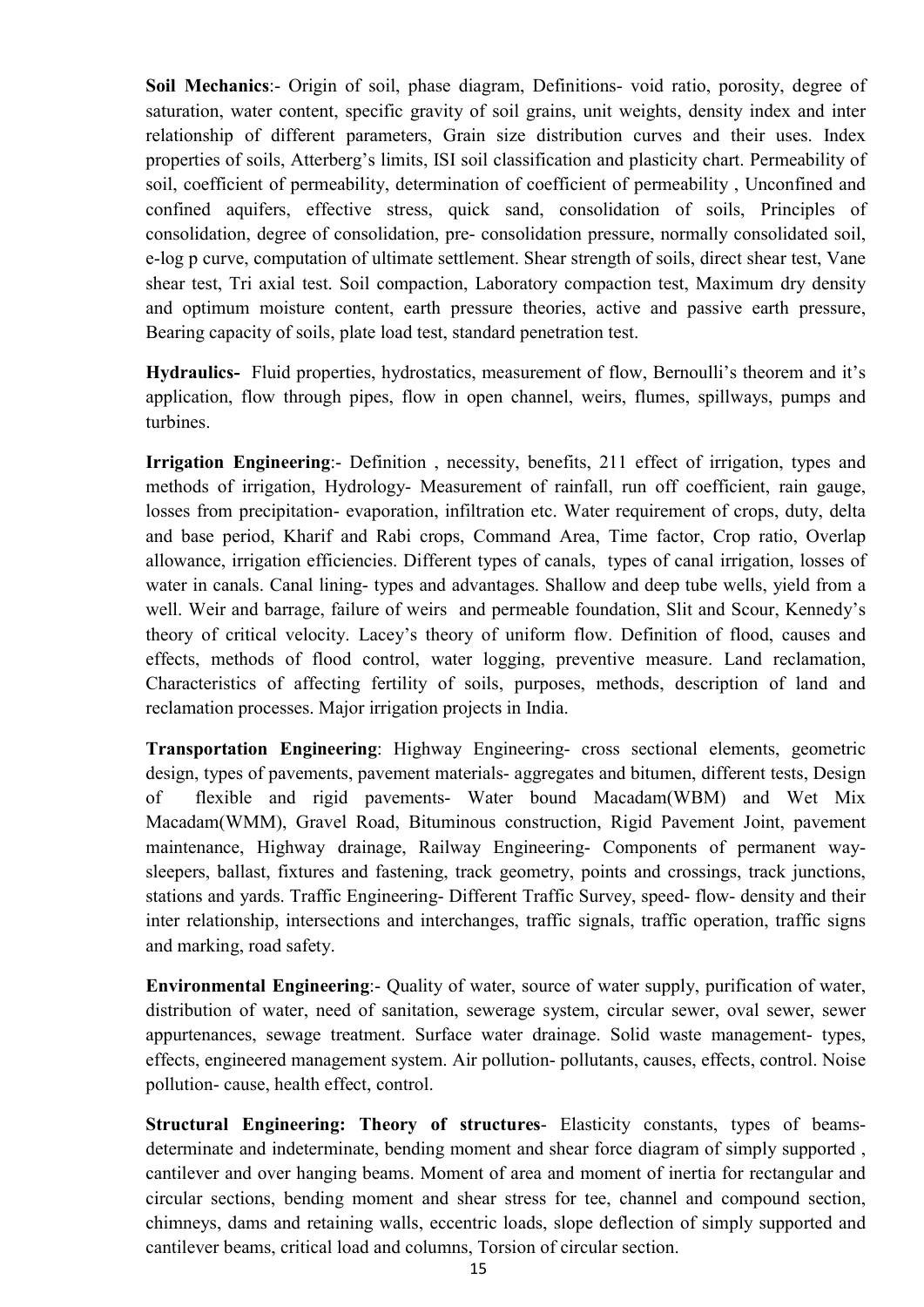**Soil Mechanics**:- Origin of soil, phase diagram, Definitions- void ratio, porosity, degree of saturation, water content, specific gravity of soil grains, unit weights, density index and inter relationship of different parameters, Grain size distribution curves and their uses. Index properties of soils, Atterberg's limits, ISI soil classification and plasticity chart. Permeability of soil, coefficient of permeability, determination of coefficient of permeability , Unconfined and confined aquifers, effective stress, quick sand, consolidation of soils, Principles of consolidation, degree of consolidation, pre- consolidation pressure, normally consolidated soil, e-log p curve, computation of ultimate settlement. Shear strength of soils, direct shear test, Vane shear test, Tri axial test. Soil compaction, Laboratory compaction test, Maximum dry density and optimum moisture content, earth pressure theories, active and passive earth pressure, Bearing capacity of soils, plate load test, standard penetration test.

**Hydraulics-** Fluid properties, hydrostatics, measurement of flow, Bernoulli's theorem and it's application, flow through pipes, flow in open channel, weirs, flumes, spillways, pumps and turbines.

**Irrigation Engineering**:- Definition , necessity, benefits, 211 effect of irrigation, types and methods of irrigation, Hydrology- Measurement of rainfall, run off coefficient, rain gauge, losses from precipitation- evaporation, infiltration etc. Water requirement of crops, duty, delta and base period, Kharif and Rabi crops, Command Area, Time factor, Crop ratio, Overlap allowance, irrigation efficiencies. Different types of canals, types of canal irrigation, losses of water in canals. Canal lining- types and advantages. Shallow and deep tube wells, yield from a well. Weir and barrage, failure of weirs and permeable foundation, Slit and Scour, Kennedy's theory of critical velocity. Lacey's theory of uniform flow. Definition of flood, causes and effects, methods of flood control, water logging, preventive measure. Land reclamation, Characteristics of affecting fertility of soils, purposes, methods, description of land and reclamation processes. Major irrigation projects in India.

**Transportation Engineering**: Highway Engineering- cross sectional elements, geometric design, types of pavements, pavement materials- aggregates and bitumen, different tests, Design of flexible and rigid pavements- Water bound Macadam(WBM) and Wet Mix Macadam(WMM), Gravel Road, Bituminous construction, Rigid Pavement Joint, pavement maintenance, Highway drainage, Railway Engineering- Components of permanent way- sleepers, ballast, fixtures and fastening, track geometry, points and crossings, track junctions, stations and yards. Traffic Engineering- Different Traffic Survey, speed- flow- density and their inter relationship, intersections and interchanges, traffic signals, traffic operation, traffic signs and marking, road safety.

**Environmental Engineering**:- Quality of water, source of water supply, purification of water, distribution of water, need of sanitation, sewerage system, circular sewer, oval sewer, sewer appurtenances, sewage treatment. Surface water drainage. Solid waste management- types, effects, engineered management system. Air pollution- pollutants, causes, effects, control. Noise pollution- cause, health effect, control.

**Structural Engineering: Theory of structures**- Elasticity constants, types of beams- determinate and indeterminate, bending moment and shear force diagram of simply supported , cantilever and over hanging beams. Moment of area and moment of inertia for rectangular and circular sections, bending moment and shear stress for tee, channel and compound section, chimneys, dams and retaining walls, eccentric loads, slope deflection of simply supported and cantilever beams, critical load and columns, Torsion of circular section.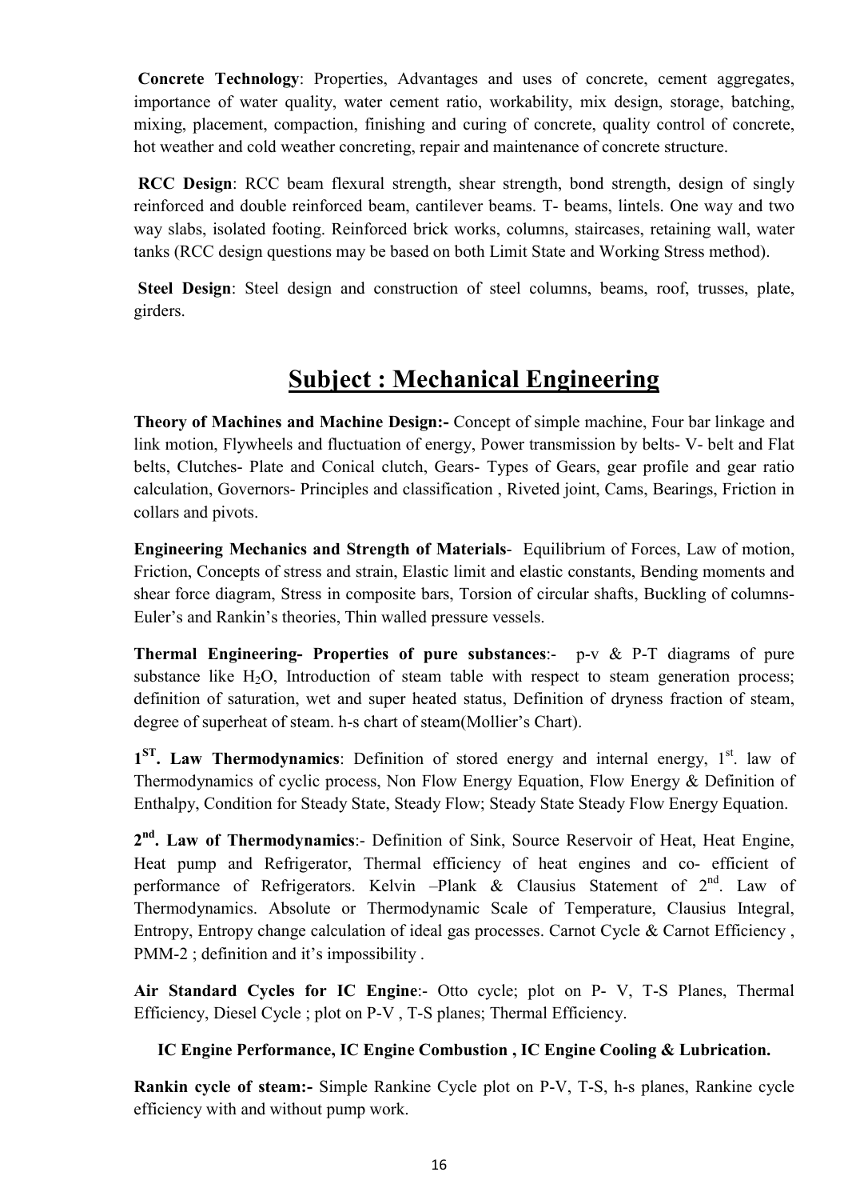**Concrete Technology**: Properties, Advantages and uses of concrete, cement aggregates, importance of water quality, water cement ratio, workability, mix design, storage, batching, mixing, placement, compaction, finishing and curing of concrete, quality control of concrete, hot weather and cold weather concreting, repair and maintenance of concrete structure.

**RCC Design**: RCC beam flexural strength, shear strength, bond strength, design of singly reinforced and double reinforced beam, cantilever beams. T- beams, lintels. One way and two way slabs, isolated footing. Reinforced brick works, columns, staircases, retaining wall, water tanks (RCC design questions may be based on both Limit State and Working Stress method).

**Steel Design**: Steel design and construction of steel columns, beams, roof, trusses, plate, girders.

# Subject : Mechanical Engineering

**Theory of Machines and Machine Design:-** Concept of simple machine, Four bar linkage and link motion, Flywheels and fluctuation of energy, Power transmission by belts- V- belt and Flat belts, Clutches- Plate and Conical clutch, Gears- Types of Gears, gear profile and gear ratio calculation, Governors- Principles and classification , Riveted joint, Cams, Bearings, Friction in collars and pivots.

**Engineering Mechanics and Strength of Materials**- Equilibrium of Forces, Law of motion, Friction, Concepts of stress and strain, Elastic limit and elastic constants, Bending moments and shear force diagram, Stress in composite bars, Torsion of circular shafts, Buckling of columns- Euler's and Rankin's theories, Thin walled pressure vessels.

**Thermal Engineering- Properties of pure substances**:- p-v & P-T diagrams of pure substance like $H_2O$, Introduction of steam table with respect to steam generation process; definition of saturation, wet and super heated status, Definition of dryness fraction of steam, degree of superheat of steam. h-s chart of steam(Mollier's Chart).

**$1^{ST}$. Law Thermodynamics**: Definition of stored energy and internal energy, $1^{st}$. law of Thermodynamics of cyclic process, Non Flow Energy Equation, Flow Energy & Definition of Enthalpy, Condition for Steady State, Steady Flow; Steady State Steady Flow Energy Equation.

**$2^{nd}$. Law of Thermodynamics**:- Definition of Sink, Source Reservoir of Heat, Heat Engine, Heat pump and Refrigerator, Thermal efficiency of heat engines and co- efficient of performance of Refrigerators. Kelvin –Plank & Clausius Statement of $2^{nd}$. Law of Thermodynamics. Absolute or Thermodynamic Scale of Temperature, Clausius Integral, Entropy, Entropy change calculation of ideal gas processes. Carnot Cycle & Carnot Efficiency , PMM-2 ; definition and it's impossibility .

**Air Standard Cycles for IC Engine**:- Otto cycle; plot on P- V, T-S Planes, Thermal Efficiency, Diesel Cycle ; plot on P-V , T-S planes; Thermal Efficiency.

**IC Engine Performance, IC Engine Combustion , IC Engine Cooling & Lubrication.**

**Rankin cycle of steam:-** Simple Rankine Cycle plot on P-V, T-S, h-s planes, Rankine cycle efficiency with and without pump work.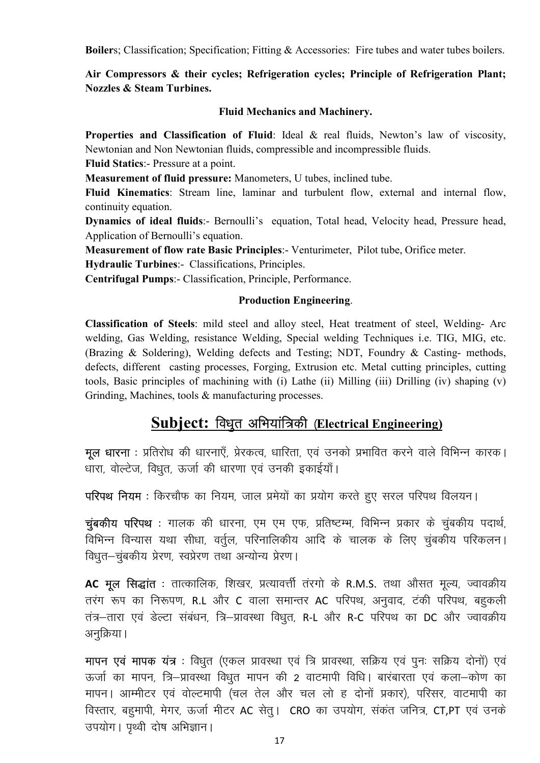**Boiler**s; Classification; Specification; Fitting & Accessories: Fire tubes and water tubes boilers.

**Air Compressors & their cycles; Refrigeration cycles; Principle of Refrigeration Plant; Nozzles & Steam Turbines.**

### Fluid Mechanics and Machinery.

**Properties and Classification of Fluid**: Ideal & real fluids, Newton's law of viscosity, Newtonian and Non Newtonian fluids, compressible and incompressible fluids.

**Fluid Statics**:- Pressure at a point.

**Measurement of fluid pressure:** Manometers, U tubes, inclined tube.

**Fluid Kinematics**: Stream line, laminar and turbulent flow, external and internal flow, continuity equation.

**Dynamics of ideal fluids**:- Bernoulli's equation, Total head, Velocity head, Pressure head, Application of Bernoulli's equation.

**Measurement of flow rate Basic Principles**:- Venturimeter, Pilot tube, Orifice meter.

**Hydraulic Turbines**:- Classifications, Principles.

**Centrifugal Pumps**:- Classification, Principle, Performance.

### Production Engineering.

**Classification of Steels**: mild steel and alloy steel, Heat treatment of steel, Welding- Arc welding, Gas Welding, resistance Welding, Special welding Techniques i.e. TIG, MIG, etc. (Brazing & Soldering), Welding defects and Testing; NDT, Foundry & Casting- methods, defects, different casting processes, Forging, Extrusion etc. Metal cutting principles, cutting tools, Basic principles of machining with (i) Lathe (ii) Milling (iii) Drilling (iv) shaping (v) Grinding, Machines, tools & manufacturing processes.

## Subject: विधुत अभियांत्रिकी (Electrical Engineering)

**मूल धारना** : प्रतिरोध की धारनाएँ, प्रेरकत्व, धारिता, एवं उनको प्रभावित करने वाले विभिन्न कारक। धारा, वोल्टेज, विधुत, ऊर्जा की धारणा एवं उनकी इकाईयाँ।

**परिपथ नियम** : किरचौफ का नियम, जाल प्रमेयों का प्रयोग करते हुए सरल परिपथ विलयन।

**चुंबकीय परिपथ** : गालक की धारना, एम एम एफ, प्रतिष्टम्भ, विभिन्न प्रकार के चुंबकीय पदार्थ, विभिन्न विन्यास यथा सीधा, वर्तुल, परिनालिकीय आदि के चालक के लिए चुंबकीय परिकलन। विधुत–चुंबकीय प्रेरण, स्वप्रेरण तथा अन्योन्य प्रेरण।

**AC मूल सिद्धांत** : तात्कालिक, शिखर, प्रत्यावर्त्ती तंरगो के R.M.S. तथा औसत मूल्य, ज्यावक्रीय तरंग रूप का निरूपण, R.L और C वाला समान्तर AC परिपथ, अनुवाद, टंकी परिपथ, बहुकली तंत्र–तारा एवं डेल्टा संबंधन, त्रि–प्रावस्था विधुत, R-L और R-C परिपथ का DC और ज्यावक्रीय अनुक्रिया।

**मापन एवं मापक यंत्र** : विधुत (एकल प्रावस्था एवं त्रि प्रावस्था, सक्रिय एवं पुनः सक्रिय दोनों) एवं ऊर्जा का मापन, त्रि–प्रावस्था विधुत मापन की 2 वाटमापी विधि। बारंबारता एवं कला–कोण का मापन। आम्मीटर एवं वोल्टमापी (चल तेल और चल लो ह दोनों प्रकार), परिसर, वाटमापी का विस्तार, बहुमापी, मेगर, ऊर्जा मीटर AC सेतु। CRO का उपयोग, संकंत जनित्र, CT,PT एवं उनके उपयोग। पृथ्वी दोष अभिज्ञान।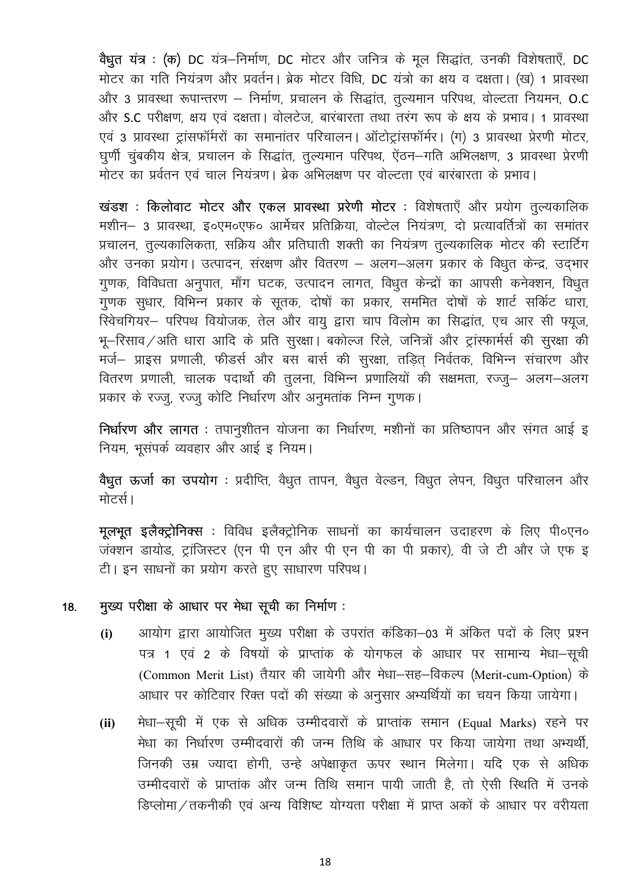**वैधुत यंत्र :** (क) DC यंत्र–निर्माण, DC मोटर और जनित्र के मूल सिद्धांत, उनकी विशेषताएँ, DC मोटर का गति नियंत्रण और प्रवर्तन। ब्रेक मोटर विधि, DC यंत्रो का क्षय व दक्षता। (ख) 1 प्रावस्था और 3 प्रावस्था रूपान्तरण – निर्माण, प्रचालन के सिद्धांत, तुल्यमान परिपथ, वोल्टता नियमन, O.C और S.C परीक्षण, क्षय एवं दक्षता। वोलटेज, बारंबारता तथा तरंग रूप के क्षय के प्रभाव। 1 प्रावस्था एवं 3 प्रावस्था ट्रांसफॉर्मरों का समानांतर परिचालन। ऑटोट्रांसफॉर्मर। (ग) 3 प्रावस्था प्रेरणी मोटर, घुर्णी चुंबकीय क्षेत्र, प्रचालन के सिद्धांत, तुल्यमान परिपथ, ऍंठन–गति अभिलक्षण, 3 प्रावस्था प्रेरणी मोटर का प्रर्वतन एवं चाल नियंत्रण। ब्रेक अभिलक्षण पर वोल्टता एवं बारंबारता के प्रभाव।

**खंडश : किलोवाट मोटर और एकल प्रावस्था प्रेरणी मोटर :** विशेषताएँ और प्रयोग तुल्यकालिक मशीन– 3 प्रावस्था, इ०एम०एफ० आर्मेचर प्रतिक्रिया, वोल्टेल नियंत्रण, दो प्रत्यावर्तित्रों का समांतर प्रचालन, तुल्यकालिकता, सक्रिय और प्रतिघाती शक्ती का नियंत्रण तुल्यकालिक मोटर की स्टार्टिंग और उनका प्रयोग। उत्पादन, संरक्षण और वितरण – अलग–अलग प्रकार के विधुत केन्द्र, उद्‌भार गुणक, विविधता अनुपात, माँग घटक, उत्पादन लागत, विधुत केन्द्रों का आपसी कनेक्शन, विधुत गुणक सुधार, विभिन्न प्रकार के सूतक, दोषों का प्रकार, सममित दोषों के शार्ट सर्किट धारा, स्विचगियर– परिपथ वियोजक, तेल और वायु द्वारा चाप विलोम का सिद्धांत, एच आर सी फ्यूज, भू–रिसाव/अति धारा आदि के प्रति सुरक्षा। बकोल्ज रिले, जनित्रों और ट्रांस्फार्मर्स की सुरक्षा की मर्ज– प्राइस प्रणाली, फीडर्स और बस बार्स की सुरक्षा, तड़ित् निर्वतक, विभिन्न संचारण और वितरण प्रणाली, चालक पदार्थो की तुलना, विभिन्न प्रणालियों की सक्षमता, रज्जु– अलग–अलग प्रकार के रज्जु, रज्जु कोटि निर्धारण और अनुमतांक निम्न गुणक।

**निर्धारण और लागत :** तपानुशीतन योजना का निर्धारण, मशीनों का प्रतिष्ठापन और संगत आई इ नियम, भूसंपर्क व्यवहार और आई इ नियम।

**वैधुत ऊर्जा का उपयोग :** प्रदीप्ति, वैधुत तापन, वैधुत वेल्डन, विधुत लेपन, विधुत परिचालन और मोटर्स।

**मूलभूत इलैक्ट्रोनिक्स :** विविध इलैक्ट्रोनिक साधनों का कार्यचालन उदाहरण के लिए पी०एन० जंक्शन डायोड, ट्रांजिस्टर (एन पी एन और पी एन पी का पी प्रकार), वी जे टी और जे एफ इ टी। इन साधनों का प्रयोग करते हुए साधारण परिपथ।

18. **मुख्य परीक्षा के आधार पर मेधा सूची का निर्माण :**

    **(i)** आयोग द्वारा आयोजित मुख्य परीक्षा के उपरांत कंडिका–03 में अंकित पदों के लिए प्रश्न पत्र 1 एवं 2 के विषयों के प्राप्तांक के योगफल के आधार पर सामान्य मेधा–सूची (Common Merit List) तैयार की जायेगी और मेधा–सह–विकल्प (Merit-cum-Option) के आधार पर कोटिवार रिक्त पदों की संख्या के अनुसार अभ्यर्थियों का चयन किया जायेगा।

    **(ii)** मेधा–सूची में एक से अधिक उम्मीदवारों के प्राप्तांक समान (Equal Marks) रहने पर मेधा का निर्धारण उम्मीदवारों की जन्म तिथि के आधार पर किया जायेगा तथा अभ्यर्थी, जिनकी उम्र ज्यादा होगी, उन्हे अपेक्षाकृत ऊपर स्थान मिलेगा। यदि एक से अधिक उम्मीदवारों के प्राप्तांक और जन्म तिथि समान पायी जाती है, तो ऐसी स्थिति में उनके डिप्लोमा/तकनीकी एवं अन्य विशिष्ट योग्यता परीक्षा में प्राप्त अकों के आधार पर वरीयता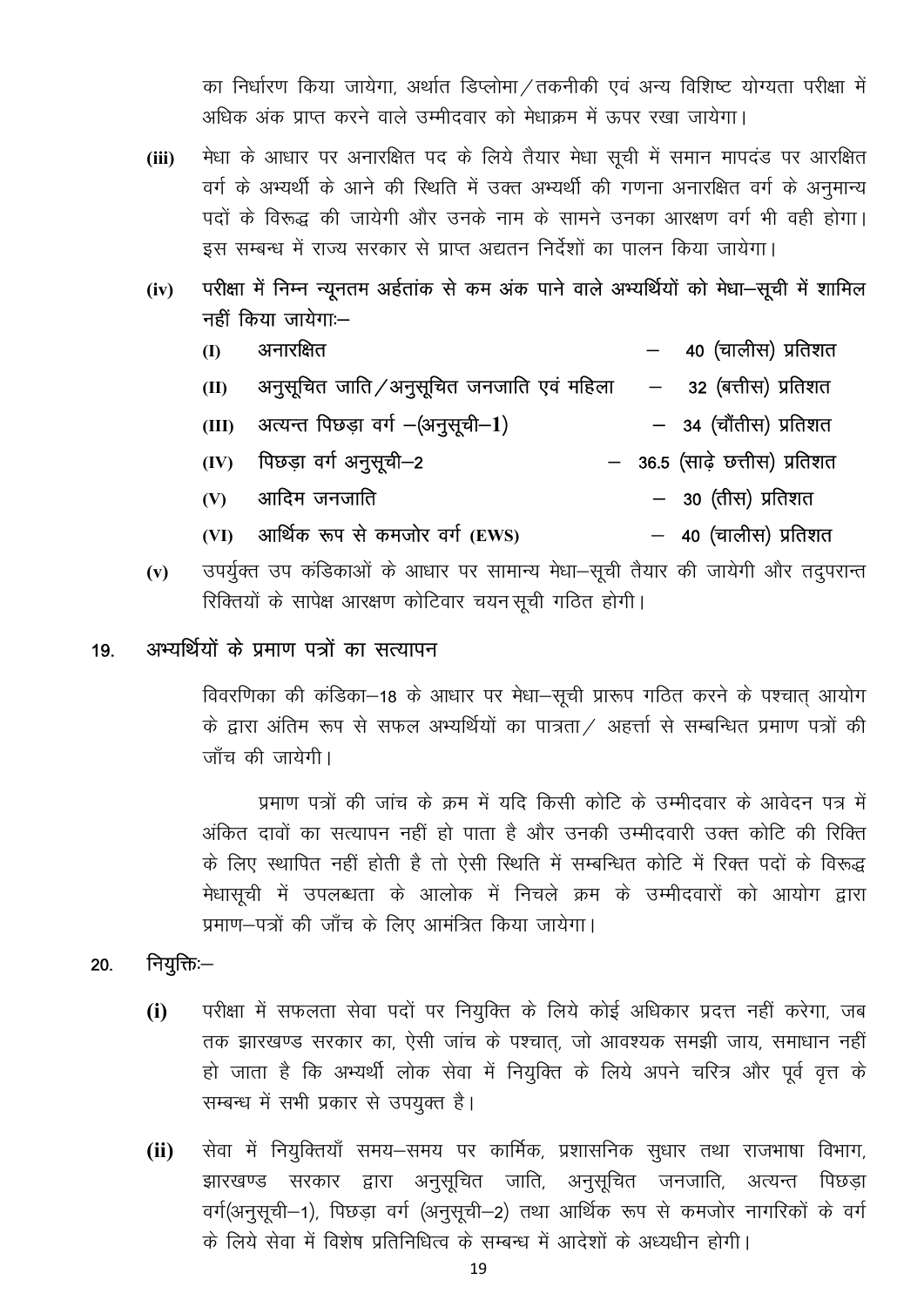का निर्धारण किया जायेगा, अर्थात डिप्लोमा / तकनीकी एवं अन्य विशिष्ट योग्यता परीक्षा में अधिक अंक प्राप्त करने वाले उम्मीदवार को मेधाक्रम में ऊपर रखा जायेगा।

**(iii)** मेधा के आधार पर अनारक्षित पद के लिये तैयार मेधा सूची में समान मापदंड पर आरक्षित वर्ग के अभ्यर्थी के आने की स्थिति में उक्त अभ्यर्थी की गणना अनारक्षित वर्ग के अनुमान्य पदों के विरूद्ध की जायेगी और उनके नाम के सामने उनका आरक्षण वर्ग भी वही होगा। इस सम्बन्ध में राज्य सरकार से प्राप्त अद्यतन निर्देशों का पालन किया जायेगा।

**(iv)** **परीक्षा में निम्न न्यूनतम अर्हतांक से कम अंक पाने वाले अभ्यर्थियों को मेधा–सूची में शामिल नहीं किया जायेगाः–**

| | | | |
|---|---|---|---|
| **(I)** | **अनारक्षित** | – | **40 (चालीस) प्रतिशत** |
| **(II)** | **अनुसूचित जाति / अनुसूचित जनजाति एवं महिला** | – | **32 (बत्तीस) प्रतिशत** |
| **(III)** | **अत्यन्त पिछड़ा वर्ग –(अनुसूची–1)** | – | **34 (चौंतीस) प्रतिशत** |
| **(IV)** | **पिछड़ा वर्ग अनुसूची–2** | – | **36.5 (साढ़े छत्तीस) प्रतिशत** |
| **(V)** | **आदिम जनजाति** | – | **30 (तीस) प्रतिशत** |
| **(VI)** | **आर्थिक रूप से कमजोर वर्ग (EWS)** | – | **40 (चालीस) प्रतिशत** |

**(v)** उपर्युक्त उप कंडिकाओं के आधार पर सामान्य मेधा–सूची तैयार की जायेगी और तदुपरान्त रिक्तियों के सापेक्ष आरक्षण कोटिवार चयन सूची गठित होगी।

## 19. अभ्यर्थियों के प्रमाण पत्रों का सत्यापन

विवरणिका की कंडिका–18 के आधार पर मेधा–सूची प्रारूप गठित करने के पश्चात् आयोग के द्वारा अंतिम रूप से सफल अभ्यर्थियों का पात्रता / अहर्त्ता से सम्बन्धित प्रमाण पत्रों की जाँच की जायेगी।

प्रमाण पत्रों की जांच के क्रम में यदि किसी कोटि के उम्मीदवार के आवेदन पत्र में अंकित दावों का सत्यापन नहीं हो पाता है और उनकी उम्मीदवारी उक्त कोटि की रिक्ति के लिए स्थापित नहीं होती है तो ऐसी स्थिति में सम्बन्धित कोटि में रिक्त पदों के विरूद्ध मेधासूची में उपलब्धता के आलोक में निचले क्रम के उम्मीदवारों को आयोग द्वारा प्रमाण–पत्रों की जाँच के लिए आमंत्रित किया जायेगा।

## 20. नियुक्तिः–

**(i)** परीक्षा में सफलता सेवा पदों पर नियुक्ति के लिये कोई अधिकार प्रदत्त नहीं करेगा, जब तक झारखण्ड सरकार का, ऐसी जांच के पश्चात्, जो आवश्यक समझी जाय, समाधान नहीं हो जाता है कि अभ्यर्थी लोक सेवा में नियुक्ति के लिये अपने चरित्र और पूर्व वृत्त के सम्बन्ध में सभी प्रकार से उपयुक्त है।

**(ii)** सेवा में नियुक्तियाँ समय–समय पर कार्मिक, प्रशासनिक सुधार तथा राजभाषा विभाग, झारखण्ड सरकार द्वारा अनुसूचित जाति, अनुसूचित जनजाति, अत्यन्त पिछड़ा वर्ग(अनुसूची–1), पिछड़ा वर्ग (अनुसूची–2) तथा आर्थिक रूप से कमजोर नागरिकों के वर्ग के लिये सेवा में विशेष प्रतिनिधित्व के सम्बन्ध में आदेशों के अध्यधीन होगी।